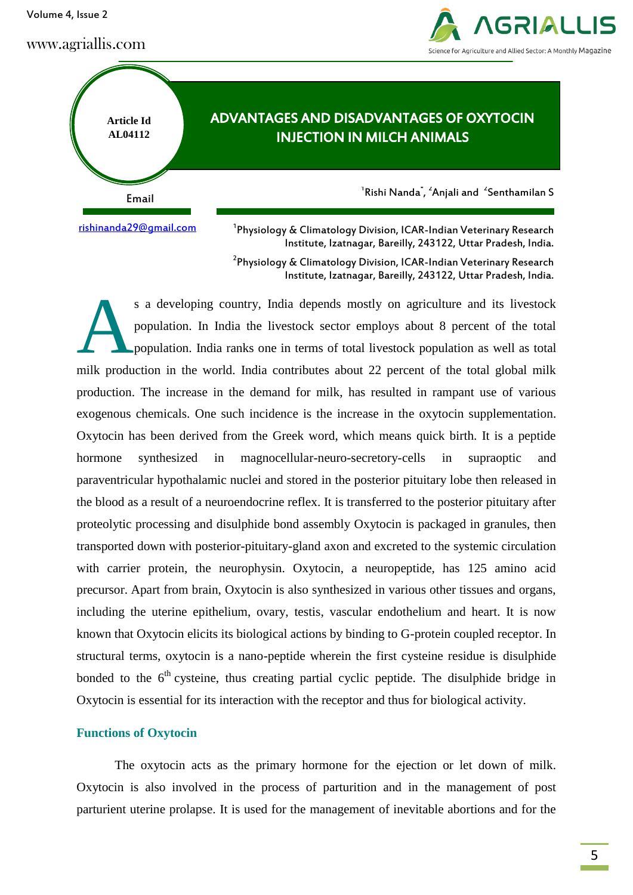Article Id AL04112

# ADVANTAGES AND DISADVANTAGES OF OXYTOCIN INJECTION IN MILCH ANIMALS

[1]Rishi Nanda*, [2]Anjali and [2]Senthamilan S

Email

rishinanda29@gmail.com

[1]Physiology & Climatology Division, ICAR-Indian Veterinary Research Institute, Izatnagar, Bareilly, 243122, Uttar Pradesh, India.

[2]Physiology & Climatology Division, ICAR-Indian Veterinary Research Institute, Izatnagar, Bareilly, 243122, Uttar Pradesh, India.

As a developing country, India depends mostly on agriculture and its livestock population. In India the livestock sector employs about 8 percent of the total population. India ranks one in terms of total livestock population as well as total milk production in the world. India contributes about 22 percent of the total global milk production. The increase in the demand for milk, has resulted in rampant use of various exogenous chemicals. One such incidence is the increase in the oxytocin supplementation. Oxytocin has been derived from the Greek word, which means quick birth. It is a peptide hormone synthesized in magnocellular-neuro-secretory-cells in supraoptic and paraventricular hypothalamic nuclei and stored in the posterior pituitary lobe then released in the blood as a result of a neuroendocrine reflex. It is transferred to the posterior pituitary after proteolytic processing and disulphide bond assembly Oxytocin is packaged in granules, then transported down with posterior-pituitary-gland axon and excreted to the systemic circulation with carrier protein, the neurophysin. Oxytocin, a neuropeptide, has 125 amino acid precursor. Apart from brain, Oxytocin is also synthesized in various other tissues and organs, including the uterine epithelium, ovary, testis, vascular endothelium and heart. It is now known that Oxytocin elicits its biological actions by binding to G-protein coupled receptor. In structural terms, oxytocin is a nano-peptide wherein the first cysteine residue is disulphide bonded to the $6^{th}$ cysteine, thus creating partial cyclic peptide. The disulphide bridge in Oxytocin is essential for its interaction with the receptor and thus for biological activity.

## Functions of Oxytocin

The oxytocin acts as the primary hormone for the ejection or let down of milk. Oxytocin is also involved in the process of parturition and in the management of post parturient uterine prolapse. It is used for the management of inevitable abortions and for the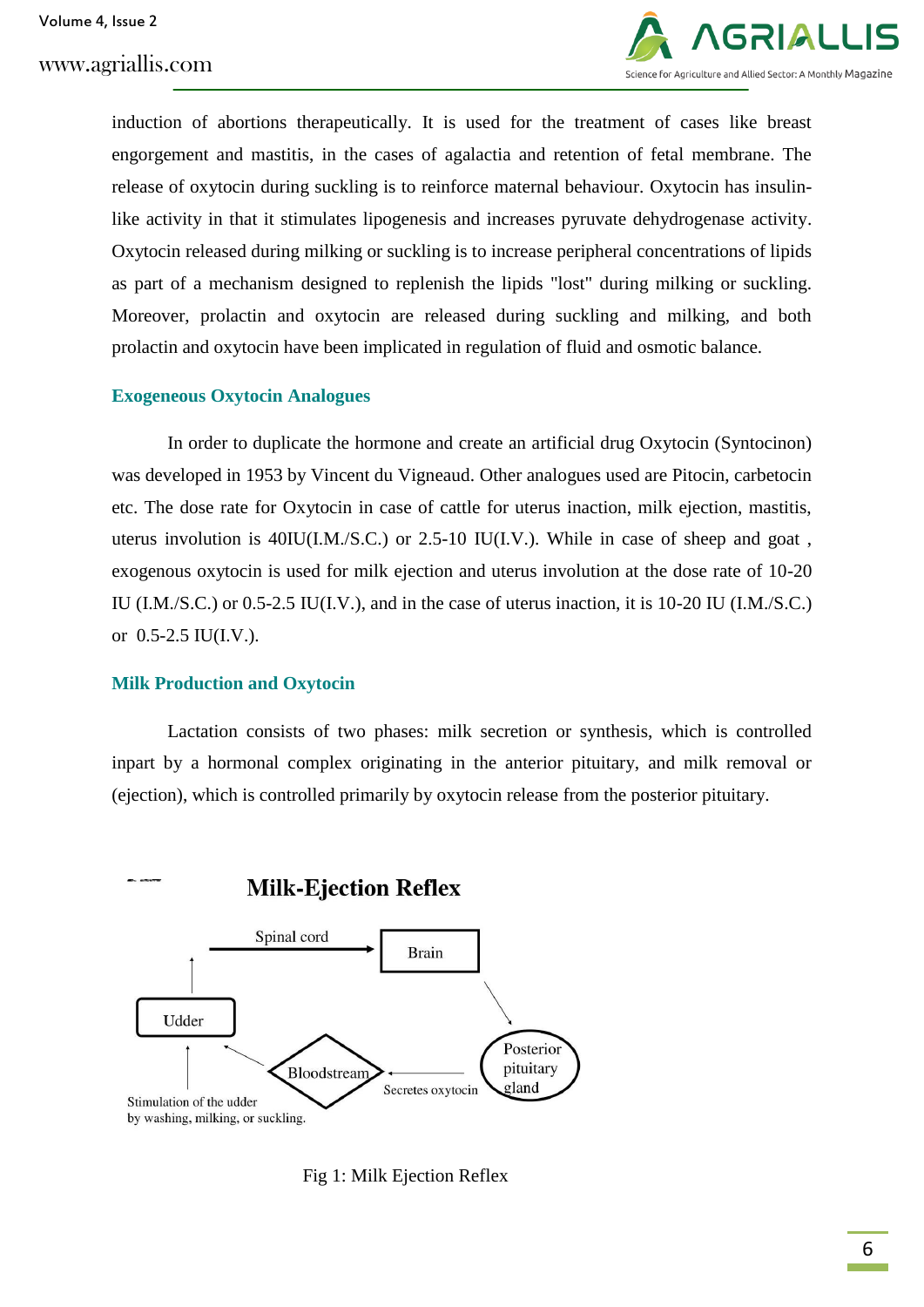induction of abortions therapeutically. It is used for the treatment of cases like breast engorgement and mastitis, in the cases of agalactia and retention of fetal membrane. The release of oxytocin during suckling is to reinforce maternal behaviour. Oxytocin has insulin-like activity in that it stimulates lipogenesis and increases pyruvate dehydrogenase activity. Oxytocin released during milking or suckling is to increase peripheral concentrations of lipids as part of a mechanism designed to replenish the lipids "lost" during milking or suckling. Moreover, prolactin and oxytocin are released during suckling and milking, and both prolactin and oxytocin have been implicated in regulation of fluid and osmotic balance.

### Exogeneous Oxytocin Analogues

In order to duplicate the hormone and create an artificial drug Oxytocin (Syntocinon) was developed in 1953 by Vincent du Vigneaud. Other analogues used are Pitocin, carbetocin etc. The dose rate for Oxytocin in case of cattle for uterus inaction, milk ejection, mastitis, uterus involution is 40IU(I.M./S.C.) or 2.5-10 IU(I.V.). While in case of sheep and goat , exogenous oxytocin is used for milk ejection and uterus involution at the dose rate of 10-20 IU (I.M./S.C.) or 0.5-2.5 IU(I.V.), and in the case of uterus inaction, it is 10-20 IU (I.M./S.C.) or 0.5-2.5 IU(I.V.).

### Milk Production and Oxytocin

Lactation consists of two phases: milk secretion or synthesis, which is controlled inpart by a hormonal complex originating in the anterior pituitary, and milk removal or (ejection), which is controlled primarily by oxytocin release from the posterior pituitary.

**Milk-Ejection Reflex**

Udder → Spinal cord → Brain → Posterior pituitary gland → Secretes oxytocin → Bloodstream → Udder

Stimulation of the udder by washing, milking, or suckling.

Fig 1: Milk Ejection Reflex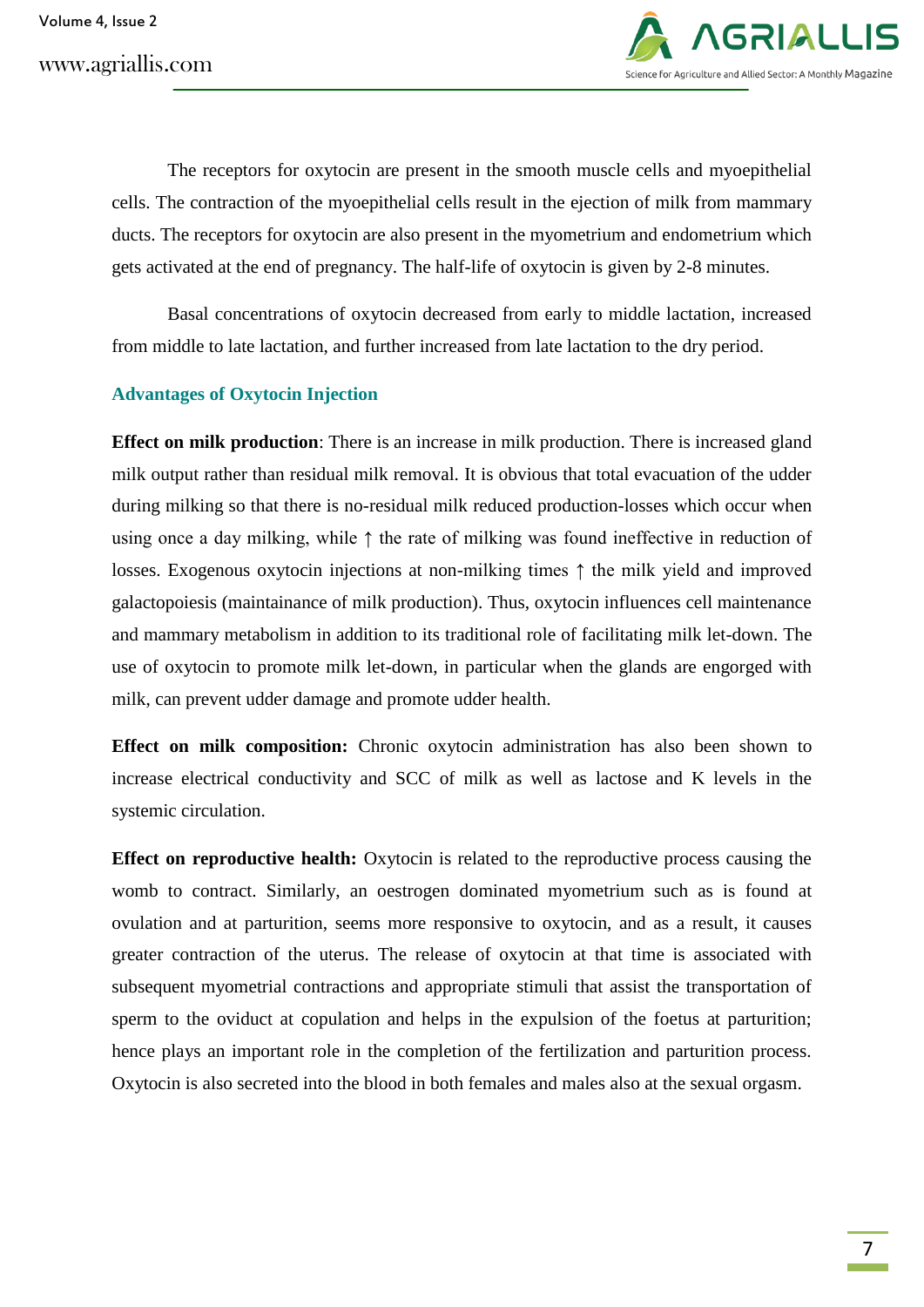The receptors for oxytocin are present in the smooth muscle cells and myoepithelial cells. The contraction of the myoepithelial cells result in the ejection of milk from mammary ducts. The receptors for oxytocin are also present in the myometrium and endometrium which gets activated at the end of pregnancy. The half-life of oxytocin is given by 2-8 minutes.

Basal concentrations of oxytocin decreased from early to middle lactation, increased from middle to late lactation, and further increased from late lactation to the dry period.

### Advantages of Oxytocin Injection

**Effect on milk production**: There is an increase in milk production. There is increased gland milk output rather than residual milk removal. It is obvious that total evacuation of the udder during milking so that there is no-residual milk reduced production-losses which occur when using once a day milking, while ↑ the rate of milking was found ineffective in reduction of losses. Exogenous oxytocin injections at non-milking times ↑ the milk yield and improved galactopoiesis (maintainance of milk production). Thus, oxytocin influences cell maintenance and mammary metabolism in addition to its traditional role of facilitating milk let-down. The use of oxytocin to promote milk let-down, in particular when the glands are engorged with milk, can prevent udder damage and promote udder health.

**Effect on milk composition:** Chronic oxytocin administration has also been shown to increase electrical conductivity and SCC of milk as well as lactose and K levels in the systemic circulation.

**Effect on reproductive health:** Oxytocin is related to the reproductive process causing the womb to contract. Similarly, an oestrogen dominated myometrium such as is found at ovulation and at parturition, seems more responsive to oxytocin, and as a result, it causes greater contraction of the uterus. The release of oxytocin at that time is associated with subsequent myometrial contractions and appropriate stimuli that assist the transportation of sperm to the oviduct at copulation and helps in the expulsion of the foetus at parturition; hence plays an important role in the completion of the fertilization and parturition process. Oxytocin is also secreted into the blood in both females and males also at the sexual orgasm.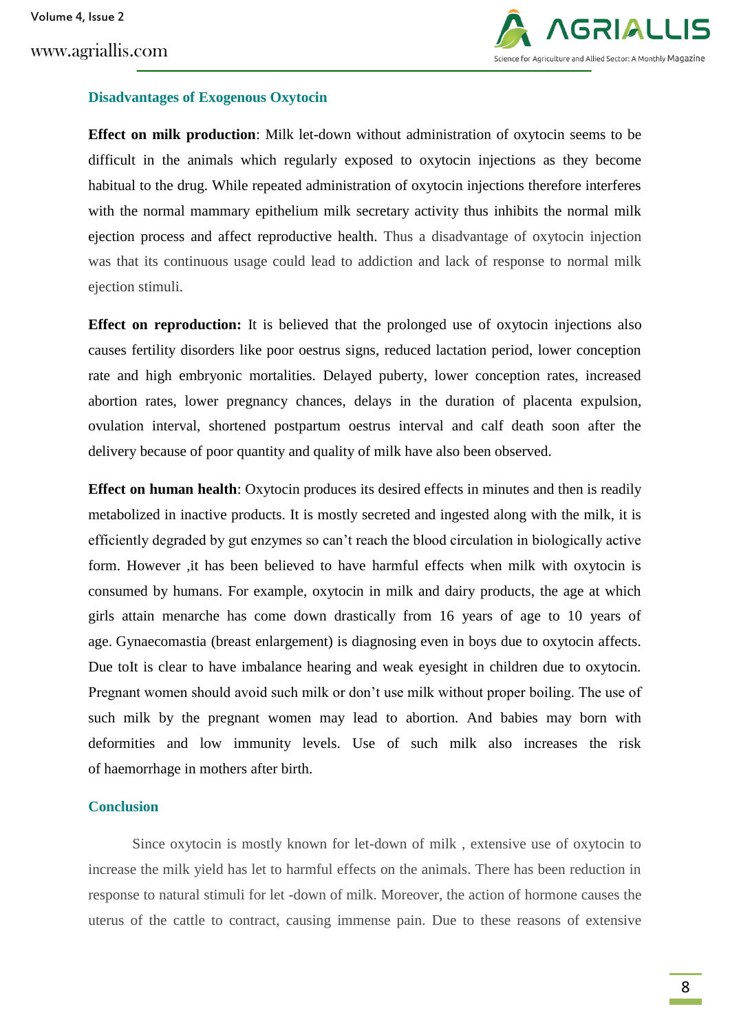## Disadvantages of Exogenous Oxytocin

**Effect on milk production**: Milk let-down without administration of oxytocin seems to be difficult in the animals which regularly exposed to oxytocin injections as they become habitual to the drug. While repeated administration of oxytocin injections therefore interferes with the normal mammary epithelium milk secretary activity thus inhibits the normal milk ejection process and affect reproductive health. Thus a disadvantage of oxytocin injection was that its continuous usage could lead to addiction and lack of response to normal milk ejection stimuli.

**Effect on reproduction:** It is believed that the prolonged use of oxytocin injections also causes fertility disorders like poor oestrus signs, reduced lactation period, lower conception rate and high embryonic mortalities. Delayed puberty, lower conception rates, increased abortion rates, lower pregnancy chances, delays in the duration of placenta expulsion, ovulation interval, shortened postpartum oestrus interval and calf death soon after the delivery because of poor quantity and quality of milk have also been observed.

**Effect on human health**: Oxytocin produces its desired effects in minutes and then is readily metabolized in inactive products. It is mostly secreted and ingested along with the milk, it is efficiently degraded by gut enzymes so can't reach the blood circulation in biologically active form. However ,it has been believed to have harmful effects when milk with oxytocin is consumed by humans. For example, oxytocin in milk and dairy products, the age at which girls attain menarche has come down drastically from 16 years of age to 10 years of age. Gynaecomastia (breast enlargement) is diagnosing even in boys due to oxytocin affects. Due toIt is clear to have imbalance hearing and weak eyesight in children due to oxytocin. Pregnant women should avoid such milk or don't use milk without proper boiling. The use of such milk by the pregnant women may lead to abortion. And babies may born with deformities and low immunity levels. Use of such milk also increases the risk of haemorrhage in mothers after birth.

## Conclusion

Since oxytocin is mostly known for let-down of milk , extensive use of oxytocin to increase the milk yield has let to harmful effects on the animals. There has been reduction in response to natural stimuli for let -down of milk. Moreover, the action of hormone causes the uterus of the cattle to contract, causing immense pain. Due to these reasons of extensive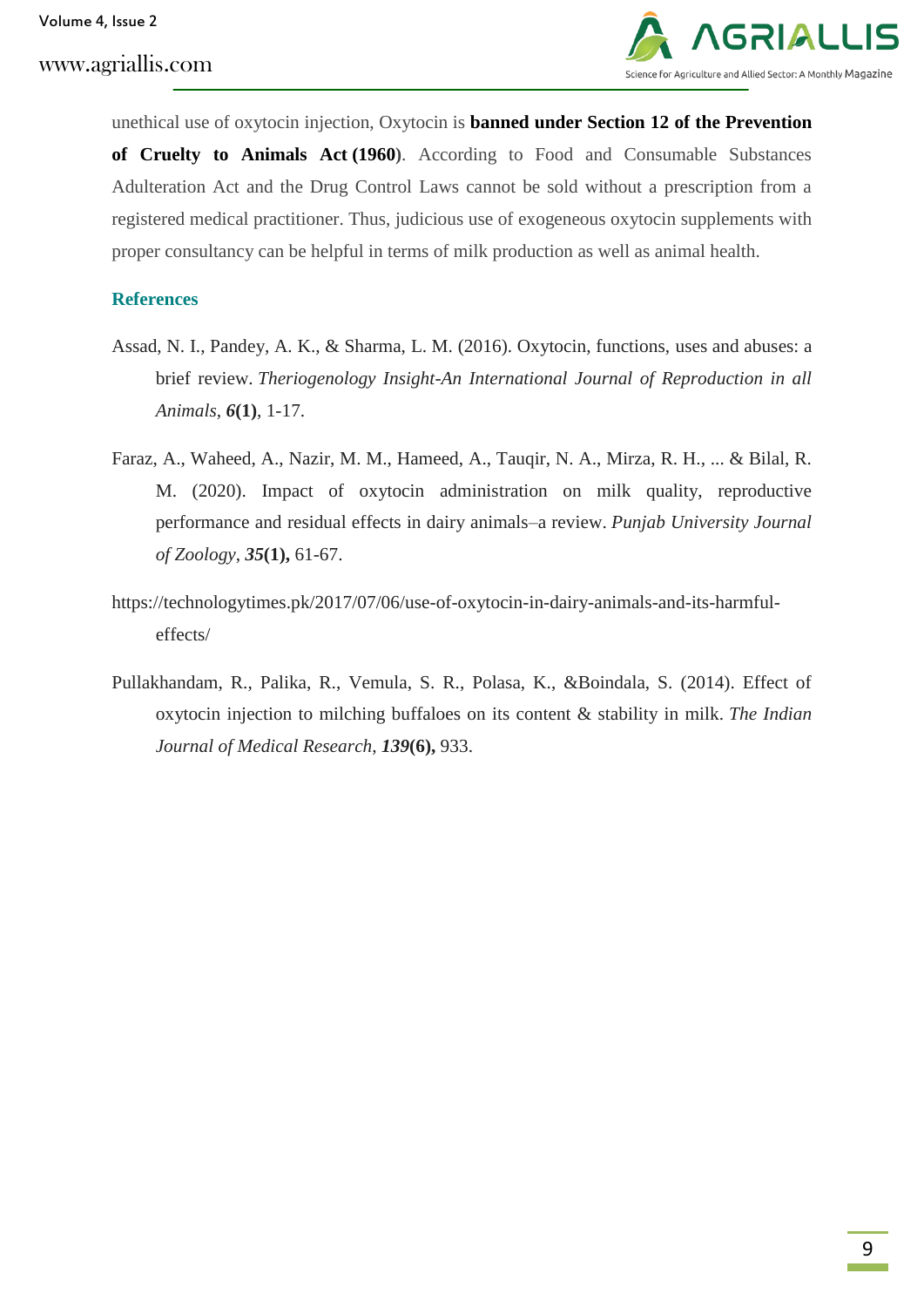unethical use of oxytocin injection, Oxytocin is **banned under Section 12 of the Prevention of Cruelty to Animals Act (1960)**. According to Food and Consumable Substances Adulteration Act and the Drug Control Laws cannot be sold without a prescription from a registered medical practitioner. Thus, judicious use of exogeneous oxytocin supplements with proper consultancy can be helpful in terms of milk production as well as animal health.

## References

Assad, N. I., Pandey, A. K., & Sharma, L. M. (2016). Oxytocin, functions, uses and abuses: a brief review. *Theriogenology Insight-An International Journal of Reproduction in all Animals*, ***6*****(1)**, 1-17.

Faraz, A., Waheed, A., Nazir, M. M., Hameed, A., Tauqir, N. A., Mirza, R. H., ... & Bilal, R. M. (2020). Impact of oxytocin administration on milk quality, reproductive performance and residual effects in dairy animals–a review. *Punjab University Journal of Zoology*, ***35*****(1),** 61-67.

https://technologytimes.pk/2017/07/06/use-of-oxytocin-in-dairy-animals-and-its-harmful-effects/

Pullakhandam, R., Palika, R., Vemula, S. R., Polasa, K., &Boindala, S. (2014). Effect of oxytocin injection to milching buffaloes on its content & stability in milk. *The Indian Journal of Medical Research*, ***139*****(6),** 933.